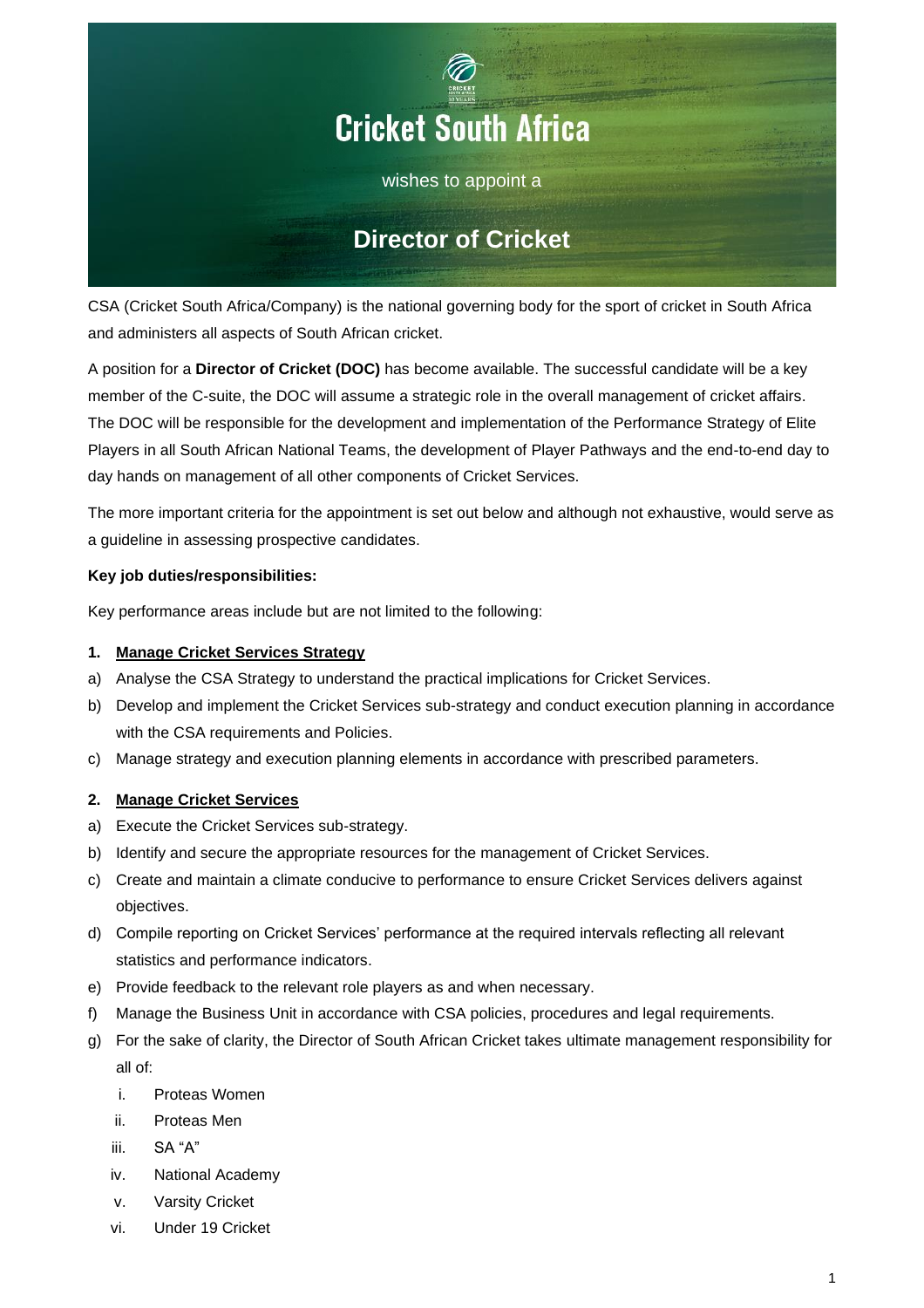# Cricket South Africa

wishes to appoint a

## Director of Cricket

CSA (Cricket South Africa/Company) is the national governing body for the sport of cricket in South Africa and administers all aspects of South African cricket.

A position for a **Director of Cricket (DOC)** has become available. The successful candidate will be a key member of the C-suite, the DOC will assume a strategic role in the overall management of cricket affairs. The DOC will be responsible for the development and implementation of the Performance Strategy of Elite Players in all South African National Teams, the development of Player Pathways and the end-to-end day to day hands on management of all other components of Cricket Services.

The more important criteria for the appointment is set out below and although not exhaustive, would serve as a guideline in assessing prospective candidates.

**Key job duties/responsibilities:**

Key performance areas include but are not limited to the following:

1. **Manage Cricket Services Strategy**

a) Analyse the CSA Strategy to understand the practical implications for Cricket Services.

b) Develop and implement the Cricket Services sub-strategy and conduct execution planning in accordance with the CSA requirements and Policies.

c) Manage strategy and execution planning elements in accordance with prescribed parameters.

2. **Manage Cricket Services**

a) Execute the Cricket Services sub-strategy.

b) Identify and secure the appropriate resources for the management of Cricket Services.

c) Create and maintain a climate conducive to performance to ensure Cricket Services delivers against objectives.

d) Compile reporting on Cricket Services' performance at the required intervals reflecting all relevant statistics and performance indicators.

e) Provide feedback to the relevant role players as and when necessary.

f) Manage the Business Unit in accordance with CSA policies, procedures and legal requirements.

g) For the sake of clarity, the Director of South African Cricket takes ultimate management responsibility for all of:

   i. Proteas Women

   ii. Proteas Men

   iii. SA "A"

   iv. National Academy

   v. Varsity Cricket

   vi. Under 19 Cricket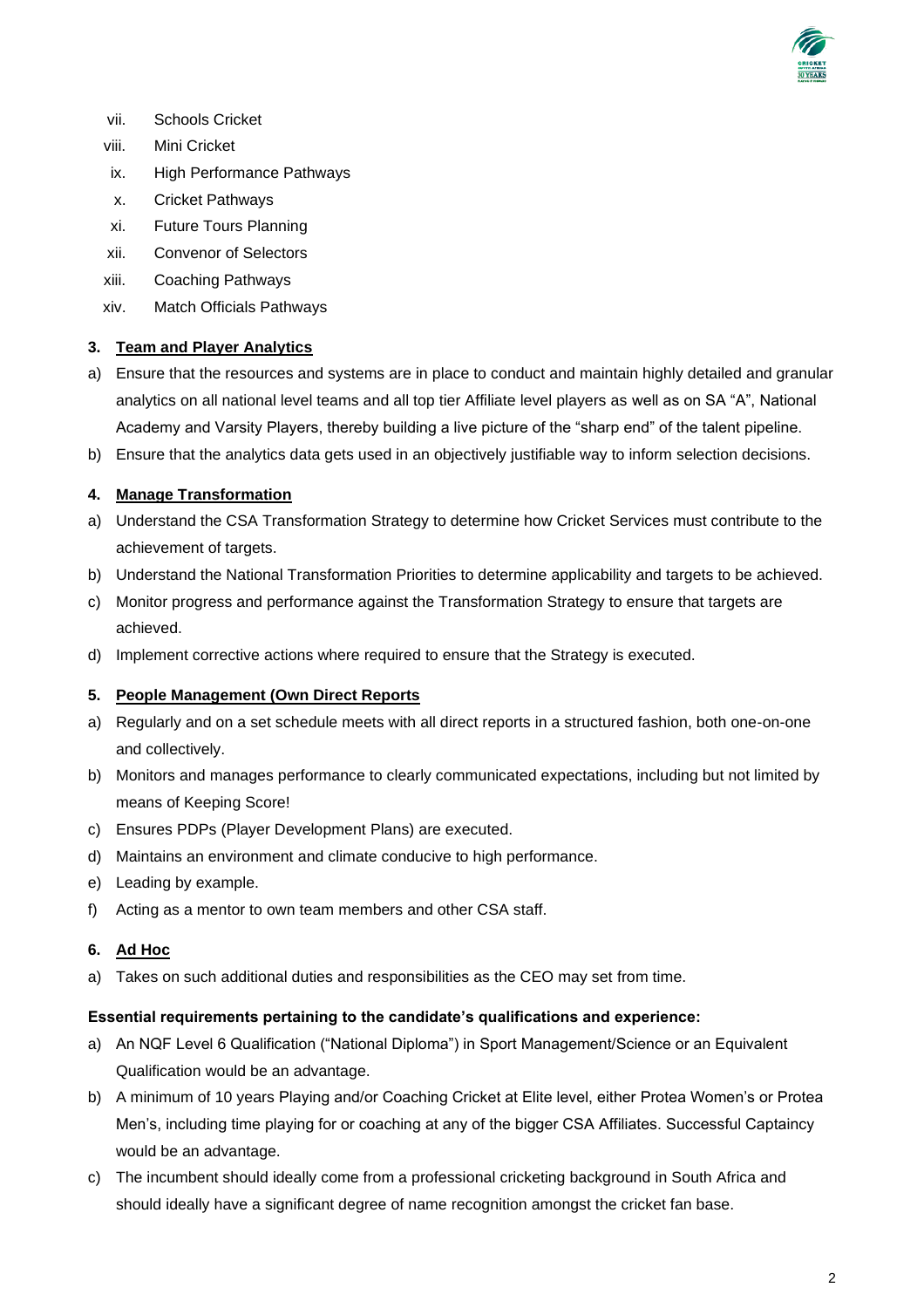vii. Schools Cricket
viii. Mini Cricket
ix. High Performance Pathways
x. Cricket Pathways
xi. Future Tours Planning
xii. Convenor of Selectors
xiii. Coaching Pathways
xiv. Match Officials Pathways

**3. Team and Player Analytics**

a) Ensure that the resources and systems are in place to conduct and maintain highly detailed and granular analytics on all national level teams and all top tier Affiliate level players as well as on SA "A", National Academy and Varsity Players, thereby building a live picture of the "sharp end" of the talent pipeline.

b) Ensure that the analytics data gets used in an objectively justifiable way to inform selection decisions.

**4. Manage Transformation**

a) Understand the CSA Transformation Strategy to determine how Cricket Services must contribute to the achievement of targets.

b) Understand the National Transformation Priorities to determine applicability and targets to be achieved.

c) Monitor progress and performance against the Transformation Strategy to ensure that targets are achieved.

d) Implement corrective actions where required to ensure that the Strategy is executed.

**5. People Management (Own Direct Reports**

a) Regularly and on a set schedule meets with all direct reports in a structured fashion, both one-on-one and collectively.

b) Monitors and manages performance to clearly communicated expectations, including but not limited by means of Keeping Score!

c) Ensures PDPs (Player Development Plans) are executed.

d) Maintains an environment and climate conducive to high performance.

e) Leading by example.

f) Acting as a mentor to own team members and other CSA staff.

**6. Ad Hoc**

a) Takes on such additional duties and responsibilities as the CEO may set from time.

**Essential requirements pertaining to the candidate's qualifications and experience:**

a) An NQF Level 6 Qualification ("National Diploma") in Sport Management/Science or an Equivalent Qualification would be an advantage.

b) A minimum of 10 years Playing and/or Coaching Cricket at Elite level, either Protea Women's or Protea Men's, including time playing for or coaching at any of the bigger CSA Affiliates. Successful Captaincy would be an advantage.

c) The incumbent should ideally come from a professional cricketing background in South Africa and should ideally have a significant degree of name recognition amongst the cricket fan base.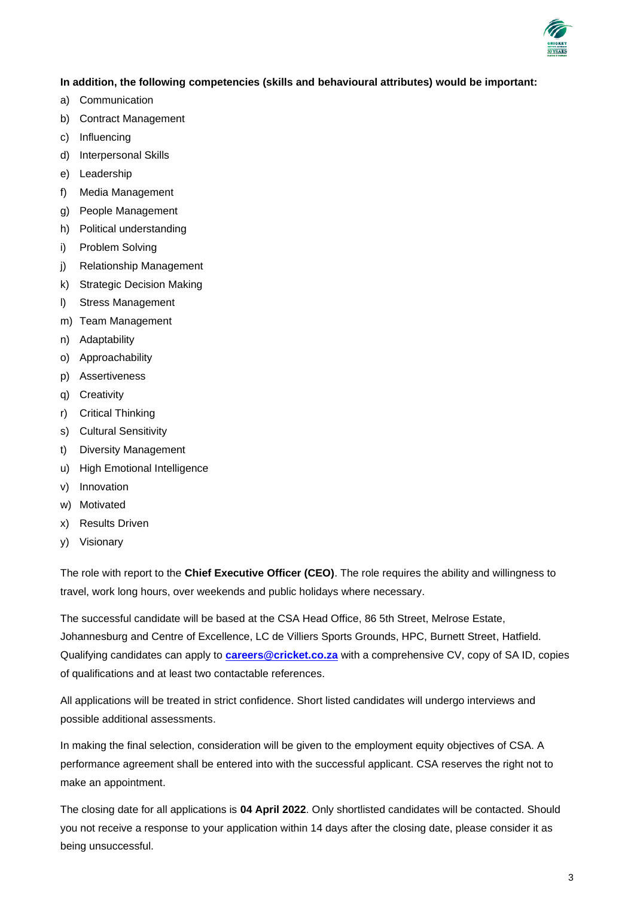**In addition, the following competencies (skills and behavioural attributes) would be important:**

a) Communication
b) Contract Management
c) Influencing
d) Interpersonal Skills
e) Leadership
f) Media Management
g) People Management
h) Political understanding
i) Problem Solving
j) Relationship Management
k) Strategic Decision Making
l) Stress Management
m) Team Management
n) Adaptability
o) Approachability
p) Assertiveness
q) Creativity
r) Critical Thinking
s) Cultural Sensitivity
t) Diversity Management
u) High Emotional Intelligence
v) Innovation
w) Motivated
x) Results Driven
y) Visionary

The role with report to the **Chief Executive Officer (CEO)**. The role requires the ability and willingness to travel, work long hours, over weekends and public holidays where necessary.

The successful candidate will be based at the CSA Head Office, 86 5th Street, Melrose Estate, Johannesburg and Centre of Excellence, LC de Villiers Sports Grounds, HPC, Burnett Street, Hatfield. Qualifying candidates can apply to **careers@cricket.co.za** with a comprehensive CV, copy of SA ID, copies of qualifications and at least two contactable references.

All applications will be treated in strict confidence. Short listed candidates will undergo interviews and possible additional assessments.

In making the final selection, consideration will be given to the employment equity objectives of CSA. A performance agreement shall be entered into with the successful applicant. CSA reserves the right not to make an appointment.

The closing date for all applications is **04 April 2022**. Only shortlisted candidates will be contacted. Should you not receive a response to your application within 14 days after the closing date, please consider it as being unsuccessful.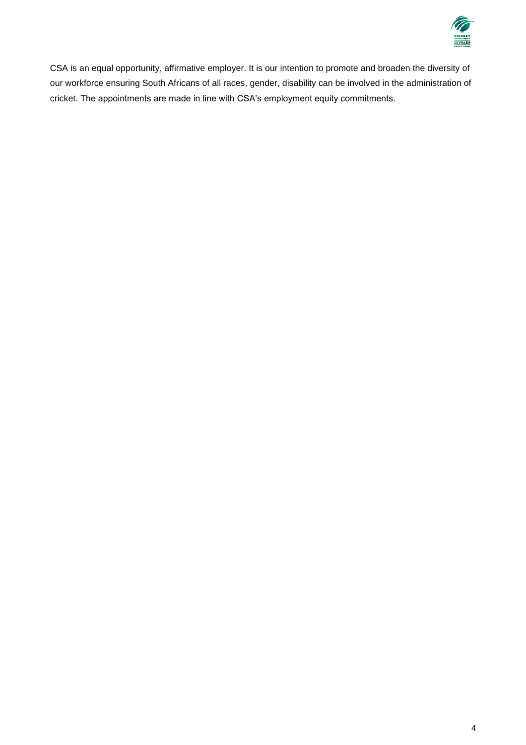CSA is an equal opportunity, affirmative employer. It is our intention to promote and broaden the diversity of our workforce ensuring South Africans of all races, gender, disability can be involved in the administration of cricket. The appointments are made in line with CSA's employment equity commitments.